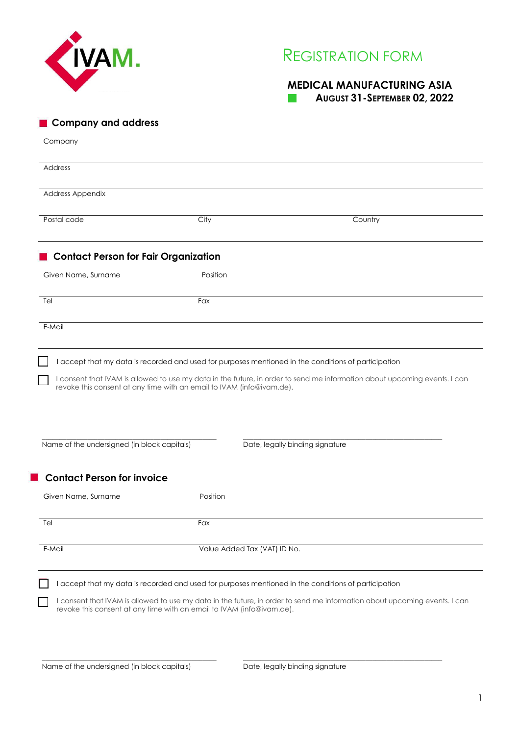IVAM.

# Registration Form

## MEDICAL MANUFACTURING ASIA
### August 31-September 02, 2022

## Company and address

Company

Address

Address Appendix

Postal code | City | Country

## Contact Person for Fair Organization

Given Name, Surname | Position

Tel | Fax

E-Mail

☐ I accept that my data is recorded and used for purposes mentioned in the conditions of participation

☐ I consent that IVAM is allowed to use my data in the future, in order to send me information about upcoming events. I can revoke this consent at any time with an email to IVAM (info@ivam.de).

Name of the undersigned (in block capitals) | Date, legally binding signature

## Contact Person for invoice

Given Name, Surname | Position

Tel | Fax

E-Mail | Value Added Tax (VAT) ID No.

☐ I accept that my data is recorded and used for purposes mentioned in the conditions of participation

☐ I consent that IVAM is allowed to use my data in the future, in order to send me information about upcoming events. I can revoke this consent at any time with an email to IVAM (info@ivam.de).

Name of the undersigned (in block capitals) | Date, legally binding signature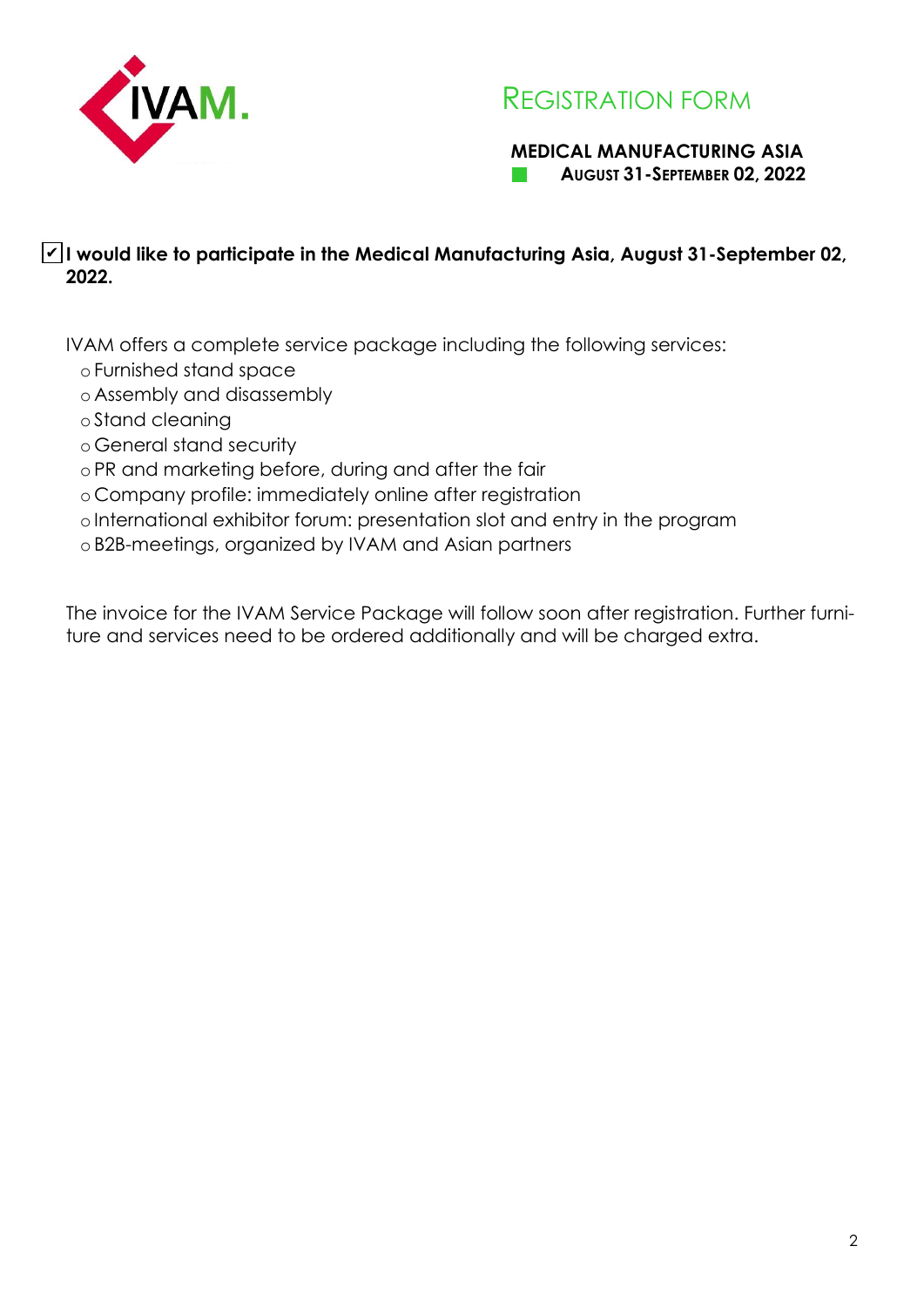# REGISTRATION FORM

**MEDICAL MANUFACTURING ASIA**
**AUGUST 31-SEPTEMBER 02, 2022**

☑ **I would like to participate in the Medical Manufacturing Asia, August 31-September 02, 2022.**

IVAM offers a complete service package including the following services:

- Furnished stand space
- Assembly and disassembly
- Stand cleaning
- General stand security
- PR and marketing before, during and after the fair
- Company profile: immediately online after registration
- International exhibitor forum: presentation slot and entry in the program
- B2B-meetings, organized by IVAM and Asian partners

The invoice for the IVAM Service Package will follow soon after registration. Further furniture and services need to be ordered additionally and will be charged extra.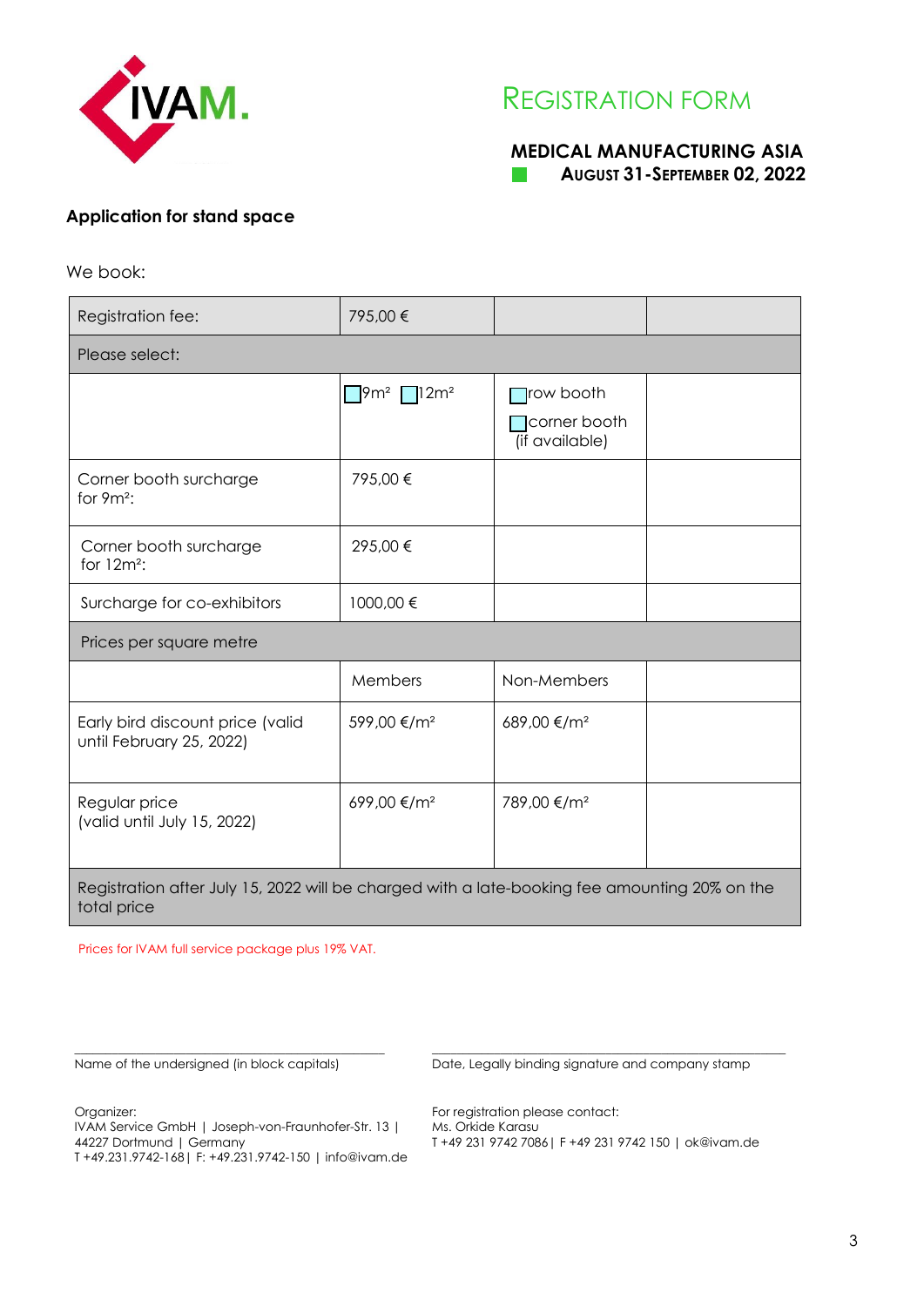# REGISTRATION FORM

**MEDICAL MANUFACTURING ASIA**
**AUGUST 31-SEPTEMBER 02, 2022**

**Application for stand space**

We book:

| Registration fee: | 795,00 € | | |
|---|---|---|---|
| Please select: | | | |
| | ☐ 9m² ☐ 12m² | ☐ row booth<br>☐ corner booth (if available) | |
| Corner booth surcharge for 9m²: | 795,00 € | | |
| Corner booth surcharge for 12m²: | 295,00 € | | |
| Surcharge for co-exhibitors | 1000,00 € | | |
| Prices per square metre | | | |
| | Members | Non-Members | |
| Early bird discount price (valid until February 25, 2022) | 599,00 €/m² | 689,00 €/m² | |
| Regular price (valid until July 15, 2022) | 699,00 €/m² | 789,00 €/m² | |
| Registration after July 15, 2022 will be charged with a late-booking fee amounting 20% on the total price | | | |

Prices for IVAM full service package plus 19% VAT.

Name of the undersigned (in block capitals)

Date, Legally binding signature and company stamp

Organizer:
IVAM Service GmbH | Joseph-von-Fraunhofer-Str. 13 | 44227 Dortmund | Germany
T +49.231.9742-168 | F: +49.231.9742-150 | info@ivam.de

For registration please contact:
Ms. Orkide Karasu
T +49 231 9742 7086 | F +49 231 9742 150 | ok@ivam.de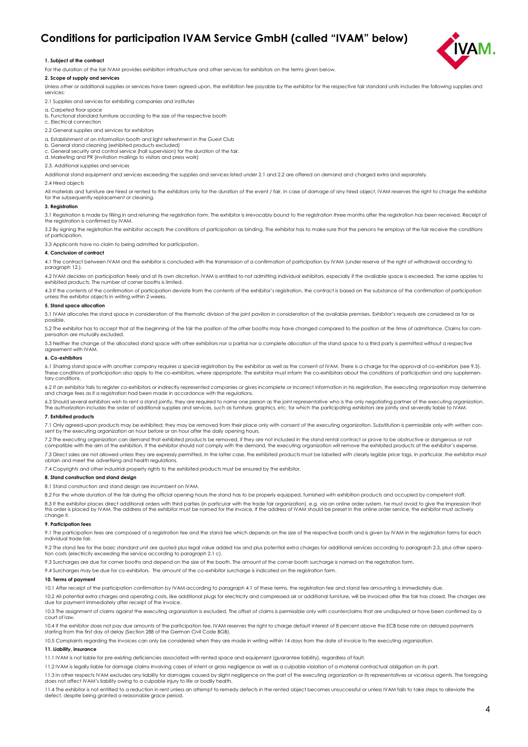# Conditions for participation IVAM Service GmbH (called "IVAM" below)

**1. Subject of the contract**

For the duration of the fair IVAM provides exhibition infrastructure and other services for exhibitors on the terms given below.

**2. Scope of supply and services**

Unless other or additional supplies or services have been agreed upon, the exhibition fee payable by the exhibitor for the respective fair standard units includes the following supplies and services:

2.1 Supplies and services for exhibiting companies and institutes

a. Carpeted floor space
b. Functional standard furniture according to the size of the respective booth
c. Electrical connection

2.2 General supplies and services for exhibitors

a. Establishment of an information booth and light refreshment in the Guest Club
b. General stand cleaning (exhibited products excluded)
c. General security and control service (hall supervision) for the duration of the fair.
d. Marketing and PR (invitation mailings to visitors and press work)

2.3. Additional supplies and services

Additional stand equipment and services exceeding the supplies and services listed under 2.1 and 2.2 are offered on demand and charged extra and separately.

2.4 Hired objects

All materials and furniture are hired or rented to the exhibitors only for the duration of the event / fair. In case of damage of any hired object, IVAM reserves the right to charge the exhibitor for the subsequently replacement or cleaning.

**3. Registration**

3.1 Registration is made by filling in and returning the registration form. The exhibitor is irrevocably bound to the registration three months after the registration has been received. Receipt of the registration is confirmed by IVAM.

3.2 By signing the registration the exhibitor accepts the conditions of participation as binding. The exhibitor has to make sure that the persons he employs at the fair receive the conditions of participation.

3.3 Applicants have no claim to being admitted for participation.

**4. Conclusion of contract**

4.1 The contract between IVAM and the exhibitor is concluded with the transmission of a confirmation of participation by IVAM (under reserve of the right of withdrawal according to paragraph 12.).

4.2 IVAM decides on participation freely and at its own discretion. IVAM is entitled to not admitting individual exhibitors, especially if the available space is exceeded. The same applies to exhibited products. The number of corner booths is limited.

4.3 If the contents of the confirmation of participation deviate from the contents of the exhibitor's registration, the contract is based on the substance of the confirmation of participation unless the exhibitor objects in writing within 2 weeks.

**5. Stand space allocation**

5.1 IVAM allocates the stand space in consideration of the thematic division of the joint pavilion in consideration of the available premises. Exhibitor's requests are considered as far as possible.

5.2 The exhibitor has to accept that at the beginning of the fair the position of the other booths may have changed compared to the position at the time of admittance. Claims for compensation are mutually excluded.

5.3 Neither the change of the allocated stand space with other exhibitors nor a partial nor a complete allocation of the stand space to a third party is permitted without a respective agreement with IVAM.

**6. Co-exhibitors**

6.1 Sharing stand space with another company requires a special registration by the exhibitor as well as the consent of IVAM. There is a charge for the approval of co-exhibitors (see 9.3). These conditions of participation also apply to the co-exhibitors, where appropriate. The exhibitor must inform the co-exhibitors about the conditions of participation and any supplementary conditions.

6.2 If an exhibitor fails to register co-exhibitors or indirectly represented companies or gives incomplete or incorrect information in his registration, the executing organization may determine and charge fees as if a registration had been made in accordance with the regulations.

6.3 Should several exhibitors wish to rent a stand jointly, they are required to name one person as the joint representative who is the only negotiating partner of the executing organization. The authorization includes the order of additional supplies and services, such as furniture, graphics, etc. for which the participating exhibitors are jointly and severally liable to IVAM.

**7. Exhibited products**

7.1 Only agreed-upon products may be exhibited; they may be removed from their place only with consent of the executing organization. Substitution is permissible only with written consent by the executing organization an hour before or an hour after the daily opening hours.

7.2 The executing organization can demand that exhibited products be removed, if they are not included in the stand rental contract or prove to be obstructive or dangerous or not compatible with the aim of the exhibition. If the exhibitor should not comply with the demand, the executing organization will remove the exhibited products at the exhibitor's expense.

7.3 Direct sales are not allowed unless they are expressly permitted. In the latter case, the exhibited products must be labelled with clearly legible price tags. In particular, the exhibitor must obtain and meet the advertising and health regulations.

7.4 Copyrights and other industrial property rights to the exhibited products must be ensured by the exhibitor.

**8. Stand construction and stand design**

8.1 Stand construction and stand design are incumbent on IVAM.

8.2 For the whole duration of the fair during the official opening hours the stand has to be properly equipped, furnished with exhibition products and occupied by competent staff.

8.3 If the exhibitor places direct additional orders with third parties (in particular with the trade fair organization), e.g. via an online order system, he must avoid to give the impression that this order is placed by IVAM. The address of the exhibitor must be named for the invoice. If the address of IVAM should be preset in the online order service, the exhibitor must actively change it.

**9. Participation fees**

9.1 The participation fees are composed of a registration fee and the stand fee which depends on the size of the respective booth and is given by IVAM in the registration forms for each individual trade fair.

9.2 The stand fee for the basic standard unit are quoted plus legal value added tax and plus potential extra charges for additional services according to paragraph 2.3, plus other operation costs (electricity exceeding the service according to paragraph 2.1 c).

9.3 Surcharges are due for corner booths and depend on the size of the booth. The amount of the corner booth surcharge is named on the registration form.

9.4 Surcharges may be due for co-exhibitors. The amount of the co-exhibitor surcharge is indicated on the registration form.

**10. Terms of payment**

10.1 After receipt of the participation confirmation by IVAM according to paragraph 4.1 of these terms, the registration fee and stand fee amounting is immediately due.

10.2 All potential extra charges and operating costs, like additional plugs for electricity and compressed air or additional furniture, will be invoiced after the fair has closed. The charges are due for payment immediately after receipt of the invoice.

10.3 The assignment of claims against the executing organization is excluded. The offset of claims is permissible only with counterclaims that are undisputed or have been confirmed by a court of law.

10.4 If the exhibitor does not pay due amounts of the participation fee, IVAM reserves the right to charge default interest of 8 percent above the ECB base rate on delayed payments starting from the first day of delay (Section 288 of the German Civil Code BGB).

10.5 Complaints regarding the invoices can only be considered when they are made in writing within 14 days from the date of invoice to the executing organization.

**11. Liability, insurance**

11.1 IVAM is not liable for pre-existing deficiencies associated with rented space and equipment (guarantee liability), regardless of fault.

11.2 IVAM is legally liable for damage claims involving cases of intent or gross negligence as well as a culpable violation of a material contractual obligation on its part.

11.3 In other respects IVAM excludes any liability for damages caused by slight negligence on the part of the executing organization or its representatives or vicarious agents. The foregoing does not affect IVAM's liability owing to a culpable injury to life or bodily health.

11.4 The exhibitor is not entitled to a reduction in rent unless an attempt to remedy defects in the rented object becomes unsuccessful or unless IVAM fails to take steps to alleviate the defect, despite being granted a reasonable grace period.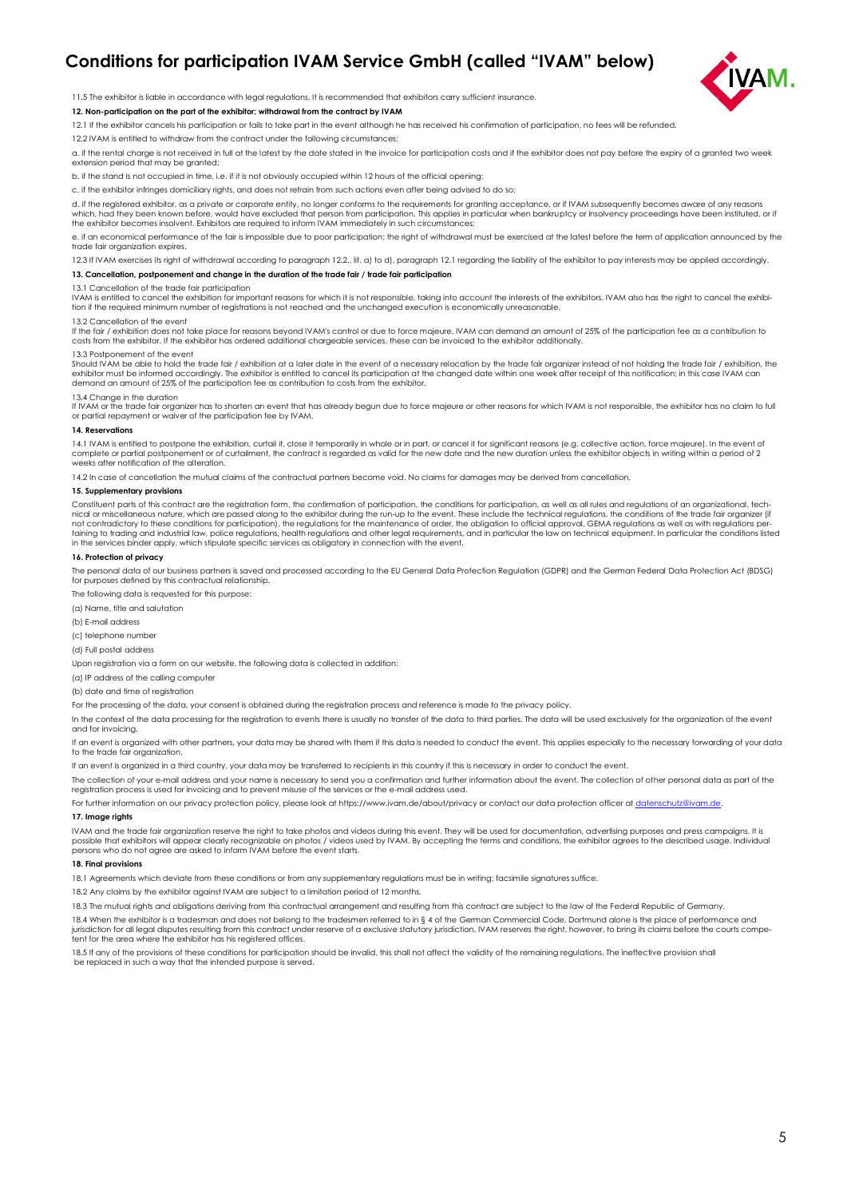11.5 The exhibitor is liable in accordance with legal regulations. It is recommended that exhibitors carry sufficient insurance.

**12. Non-participation on the part of the exhibitor; withdrawal from the contract by IVAM**

12.1 If the exhibitor cancels his participation or fails to take part in the event although he has received his confirmation of participation, no fees will be refunded.

12.2 IVAM is entitled to withdraw from the contract under the following circumstances:

a. if the rental charge is not received in full at the latest by the date stated in the invoice for participation costs and if the exhibitor does not pay before the expiry of a granted two week extension period that may be granted;

b. if the stand is not occupied in time, i.e. if it is not obviously occupied within 12 hours of the official opening;

c. if the exhibitor infringes domiciliary rights, and does not refrain from such actions even after being advised to do so;

d. if the registered exhibitor, as a private or corporate entity, no longer conforms to the requirements for granting acceptance, or if IVAM subsequently becomes aware of any reasons which, had they been known before, would have excluded that person from participation. This applies in particular when bankruptcy or insolvency proceedings have been instituted, or if the exhibitor becomes insolvent. Exhibitors are required to inform IVAM immediately in such circumstances;

e. if an economical performance of the fair is impossible due to poor participation; the right of withdrawal must be exercised at the latest before the term of application announced by the trade fair organization expires.

12.3 If IVAM exercises its right of withdrawal according to paragraph 12.2., lit. a) to d), paragraph 12.1 regarding the liability of the exhibitor to pay interests may be applied accordingly.

**13. Cancellation, postponement and change in the duration of the trade fair / trade fair participation**

13.1 Cancellation of the trade fair participation
IVAM is entitled to cancel the exhibition for important reasons for which it is not responsible, taking into account the interests of the exhibitors. IVAM also has the right to cancel the exhibition if the required minimum number of registrations is not reached and the unchanged execution is economically unreasonable.

13.2 Cancellation of the event
If the fair / exhibition does not take place for reasons beyond IVAM's control or due to force majeure, IVAM can demand an amount of 25% of the participation fee as a contribution to costs from the exhibitor. If the exhibitor has ordered additional chargeable services, these can be invoiced to the exhibitor additionally.

13.3 Postponement of the event
Should IVAM be able to hold the trade fair / exhibition at a later date in the event of a necessary relocation by the trade fair organizer instead of not holding the trade fair / exhibition, the exhibitor must be informed accordingly. The exhibitor is entitled to cancel its participation at the changed date within one week after receipt of this notification; in this case IVAM can demand an amount of 25% of the participation fee as contribution to costs from the exhibitor.

13.4 Change in the duration
If IVAM or the trade fair organizer has to shorten an event that has already begun due to force majeure or other reasons for which IVAM is not responsible, the exhibitor has no claim to full or partial repayment or waiver of the participation fee by IVAM.

**14. Reservations**

14.1 IVAM is entitled to postpone the exhibition, curtail it, close it temporarily in whole or in part, or cancel it for significant reasons (e.g. collective action, force majeure). In the event of complete or partial postponement or of curtailment, the contract is regarded as valid for the new date and the new duration unless the exhibitor objects in writing within a period of 2 weeks after notification of the alteration.

14.2 In case of cancellation the mutual claims of the contractual partners become void. No claims for damages may be derived from cancellation.

**15. Supplementary provisions**

Constituent parts of this contract are the registration form, the confirmation of participation, the conditions for participation, as well as all rules and regulations of an organizational, technical or miscellaneous nature, which are passed along to the exhibitor during the run-up to the event. These include the technical regulations, the conditions of the trade fair organizer (if not contradictory to these conditions for participation), the regulations for the maintenance of order, the obligation to official approval, GEMA regulations as well as with regulations pertaining to trading and industrial law, police regulations, health regulations and other legal requirements, and in particular the law on technical equipment. In particular the conditions listed in the services binder apply, which stipulate specific services as obligatory in connection with the event.

**16. Protection of privacy**

The personal data of our business partners is saved and processed according to the EU General Data Protection Regulation (GDPR) and the German Federal Data Protection Act (BDSG) for purposes defined by this contractual relationship.

The following data is requested for this purpose:

(a) Name, title and salutation

(b) E-mail address

(c) telephone number

(d) Full postal address

Upon registration via a form on our website, the following data is collected in addition:

(a) IP address of the calling computer

(b) date and time of registration

For the processing of the data, your consent is obtained during the registration process and reference is made to the privacy policy.

In the context of the data processing for the registration to events there is usually no transfer of the data to third parties. The data will be used exclusively for the organization of the event and for invoicing.

If an event is organized with other partners, your data may be shared with them if this data is needed to conduct the event. This applies especially to the necessary forwarding of your data to the trade fair organization.

If an event is organized in a third country, your data may be transferred to recipients in this country if this is necessary in order to conduct the event.

The collection of your e-mail address and your name is necessary to send you a confirmation and further information about the event. The collection of other personal data as part of the registration process is used for invoicing and to prevent misuse of the services or the e-mail address used.

For further information on our privacy protection policy, please look at https://www.ivam.de/about/privacy or contact our data protection officer at datenschutz@ivam.de.

**17. Image rights**

IVAM and the trade fair organization reserve the right to take photos and videos during this event. They will be used for documentation, advertising purposes and press campaigns. It is possible that exhibitors will appear clearly recognizable on photos / videos used by IVAM. By accepting the terms and conditions, the exhibitor agrees to the described usage. Individual persons who do not agree are asked to inform IVAM before the event starts.

**18. Final provisions**

18.1 Agreements which deviate from these conditions or from any supplementary regulations must be in writing; facsimile signatures suffice.

18.2 Any claims by the exhibitor against IVAM are subject to a limitation period of 12 months.

18.3 The mutual rights and obligations deriving from this contractual arrangement and resulting from this contract are subject to the law of the Federal Republic of Germany.

18.4 When the exhibitor is a tradesman and does not belong to the tradesmen referred to in § 4 of the German Commercial Code, Dortmund alone is the place of performance and jurisdiction for all legal disputes resulting from this contract under reserve of a exclusive statutory jurisdiction. IVAM reserves the right, however, to bring its claims before the courts competent for the area where the exhibitor has his registered offices.

18.5 If any of the provisions of these conditions for participation should be invalid, this shall not affect the validity of the remaining regulations. The ineffective provision shall be replaced in such a way that the intended purpose is served.